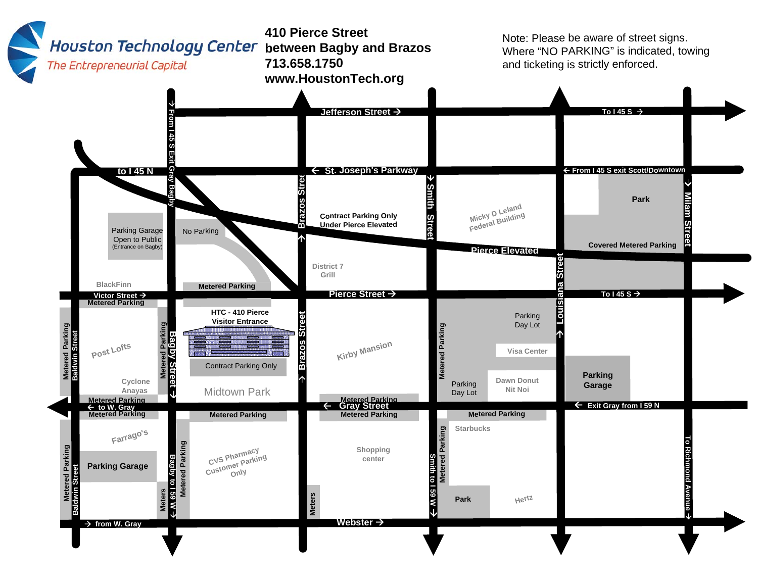# Houston Technology Center

*The Entrepreneurial Capital*

**410 Pierce Street**
**between Bagby and Brazos**
**713.658.1750**
**www.HoustonTech.org**

Note: Please be aware of street signs. Where "NO PARKING" is indicated, towing and ticketing is strictly enforced.

Jefferson Street →
To I 45 S →
to I 45 N
← St. Joseph's Parkway
← From I 45 S exit Scott/Downtown
→ From I 45 S Exit Gray Bagby
Brazos Street
Smith Street
Louisiana Street
Milam Street
Park
Parking Garage Open to Public (Entrance on Bagby)
No Parking
Contract Parking Only Under Pierce Elevated
Micky D Leland Federal Building
Pierce Elevated
Covered Metered Parking
District 7 Grill
BlackFinn
Metered Parking
Victor Street →
Pierce Street →
To I 45 S →
Metered Parking
HTC - 410 Pierce Visitor Entrance
Baldwin Street
Post Lofts
Bagby Street
Contract Parking Only
Kirby Mansion
Parking Day Lot
Visa Center
Parking Garage
Cyclone Anayas
Midtown Park
Parking Day Lot
Dawn Donut Nit Noi
← to W. Gray
← Gray Street
← Exit Gray from I 59 N
Starbucks
Farrago's
Parking Garage
CVS Pharmacy Customer Parking Only
Shopping center
Bagby to I 59 W
Smith to I 59 W
Meters
Park
Hertz
To Richmond Avenue
→ from W. Gray
Webster →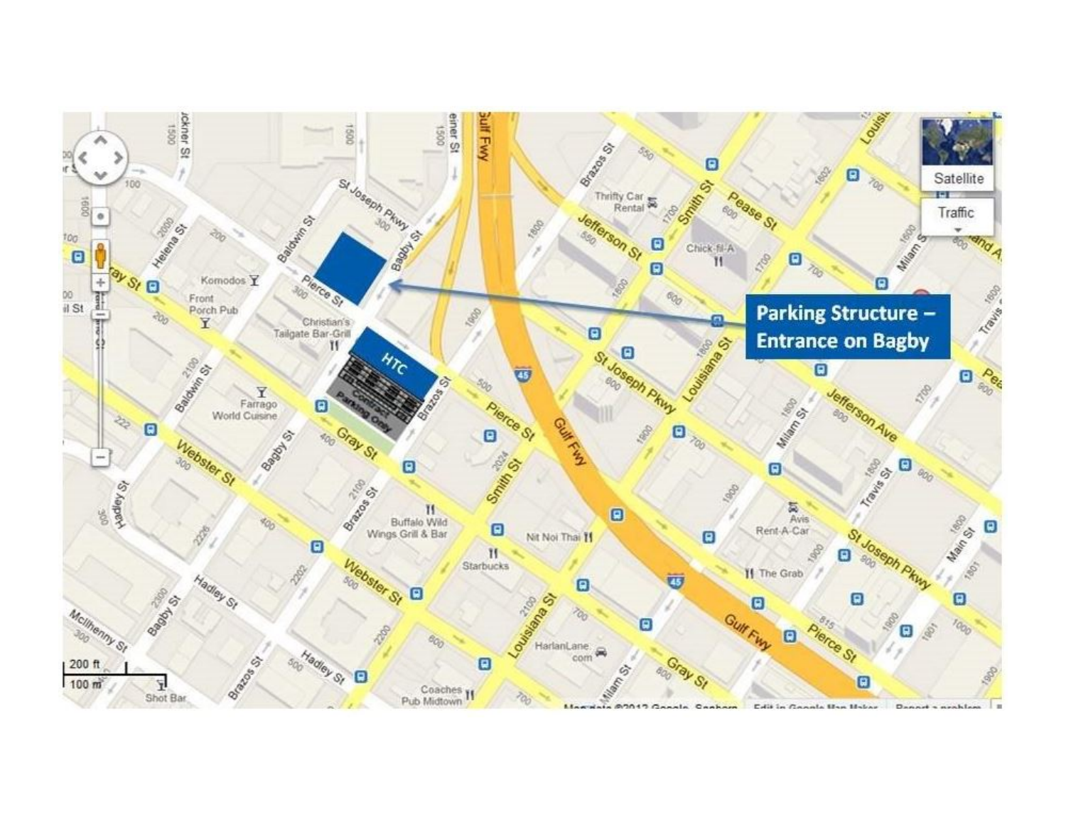Parking Structure – Entrance on Bagby

HTC

Contract Parking Only